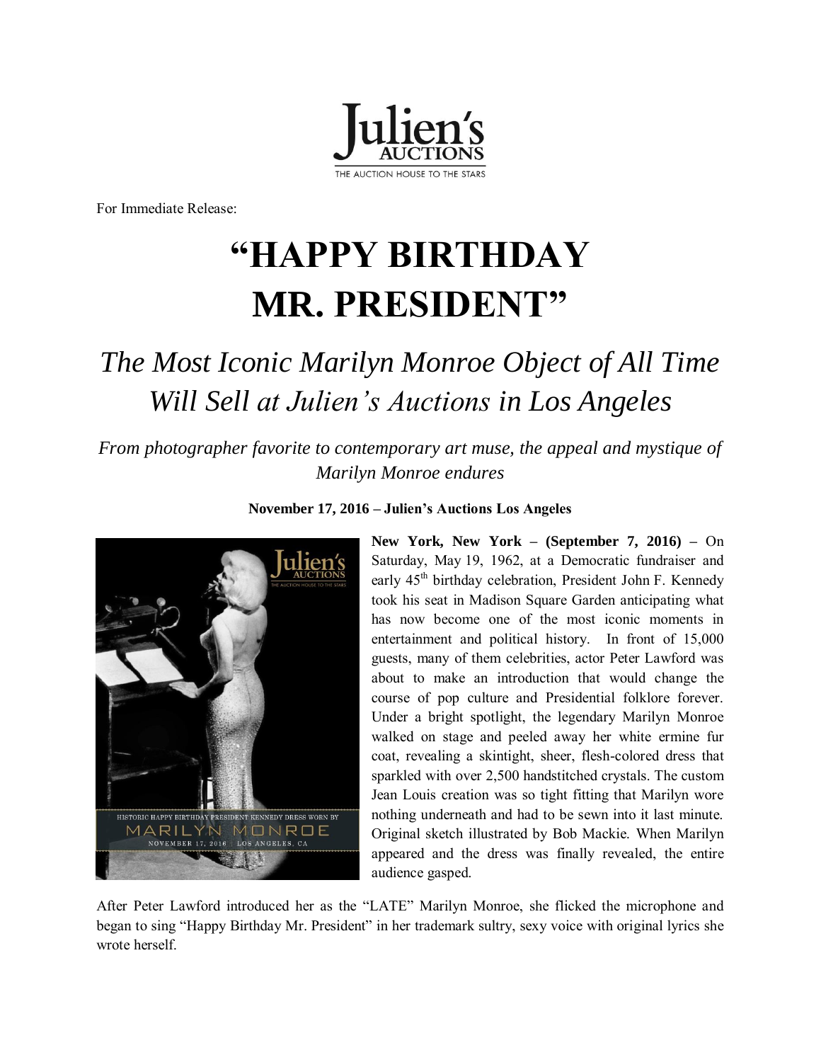For Immediate Release:

# "HAPPY BIRTHDAY MR. PRESIDENT"

## *The Most Iconic Marilyn Monroe Object of All Time Will Sell at Julien's Auctions in Los Angeles*

*From photographer favorite to contemporary art muse, the appeal and mystique of Marilyn Monroe endures*

**November 17, 2016 – Julien's Auctions Los Angeles**

**New York, New York – (September 7, 2016) –** On Saturday, May 19, 1962, at a Democratic fundraiser and early 45th birthday celebration, President John F. Kennedy took his seat in Madison Square Garden anticipating what has now become one of the most iconic moments in entertainment and political history. In front of 15,000 guests, many of them celebrities, actor Peter Lawford was about to make an introduction that would change the course of pop culture and Presidential folklore forever. Under a bright spotlight, the legendary Marilyn Monroe walked on stage and peeled away her white ermine fur coat, revealing a skintight, sheer, flesh-colored dress that sparkled with over 2,500 handstitched crystals. The custom Jean Louis creation was so tight fitting that Marilyn wore nothing underneath and had to be sewn into it last minute. Original sketch illustrated by Bob Mackie. When Marilyn appeared and the dress was finally revealed, the entire audience gasped.

After Peter Lawford introduced her as the "LATE" Marilyn Monroe, she flicked the microphone and began to sing "Happy Birthday Mr. President" in her trademark sultry, sexy voice with original lyrics she wrote herself.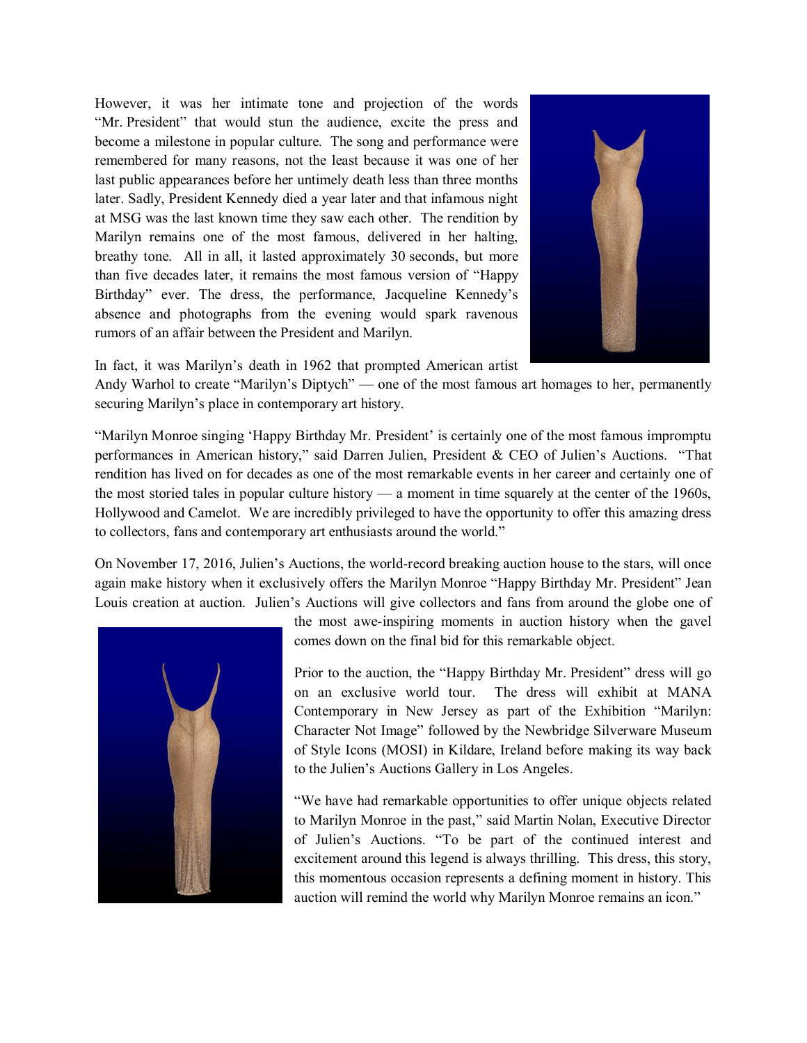However, it was her intimate tone and projection of the words "Mr. President" that would stun the audience, excite the press and become a milestone in popular culture. The song and performance were remembered for many reasons, not the least because it was one of her last public appearances before her untimely death less than three months later. Sadly, President Kennedy died a year later and that infamous night at MSG was the last known time they saw each other. The rendition by Marilyn remains one of the most famous, delivered in her halting, breathy tone. All in all, it lasted approximately 30 seconds, but more than five decades later, it remains the most famous version of "Happy Birthday" ever. The dress, the performance, Jacqueline Kennedy's absence and photographs from the evening would spark ravenous rumors of an affair between the President and Marilyn.

In fact, it was Marilyn's death in 1962 that prompted American artist Andy Warhol to create "Marilyn's Diptych" — one of the most famous art homages to her, permanently securing Marilyn's place in contemporary art history.

"Marilyn Monroe singing 'Happy Birthday Mr. President' is certainly one of the most famous impromptu performances in American history," said Darren Julien, President & CEO of Julien's Auctions. "That rendition has lived on for decades as one of the most remarkable events in her career and certainly one of the most storied tales in popular culture history — a moment in time squarely at the center of the 1960s, Hollywood and Camelot. We are incredibly privileged to have the opportunity to offer this amazing dress to collectors, fans and contemporary art enthusiasts around the world."

On November 17, 2016, Julien's Auctions, the world-record breaking auction house to the stars, will once again make history when it exclusively offers the Marilyn Monroe "Happy Birthday Mr. President" Jean Louis creation at auction. Julien's Auctions will give collectors and fans from around the globe one of the most awe-inspiring moments in auction history when the gavel comes down on the final bid for this remarkable object.

Prior to the auction, the "Happy Birthday Mr. President" dress will go on an exclusive world tour. The dress will exhibit at MANA Contemporary in New Jersey as part of the Exhibition "Marilyn: Character Not Image" followed by the Newbridge Silverware Museum of Style Icons (MOSI) in Kildare, Ireland before making its way back to the Julien's Auctions Gallery in Los Angeles.

"We have had remarkable opportunities to offer unique objects related to Marilyn Monroe in the past," said Martin Nolan, Executive Director of Julien's Auctions. "To be part of the continued interest and excitement around this legend is always thrilling. This dress, this story, this momentous occasion represents a defining moment in history. This auction will remind the world why Marilyn Monroe remains an icon."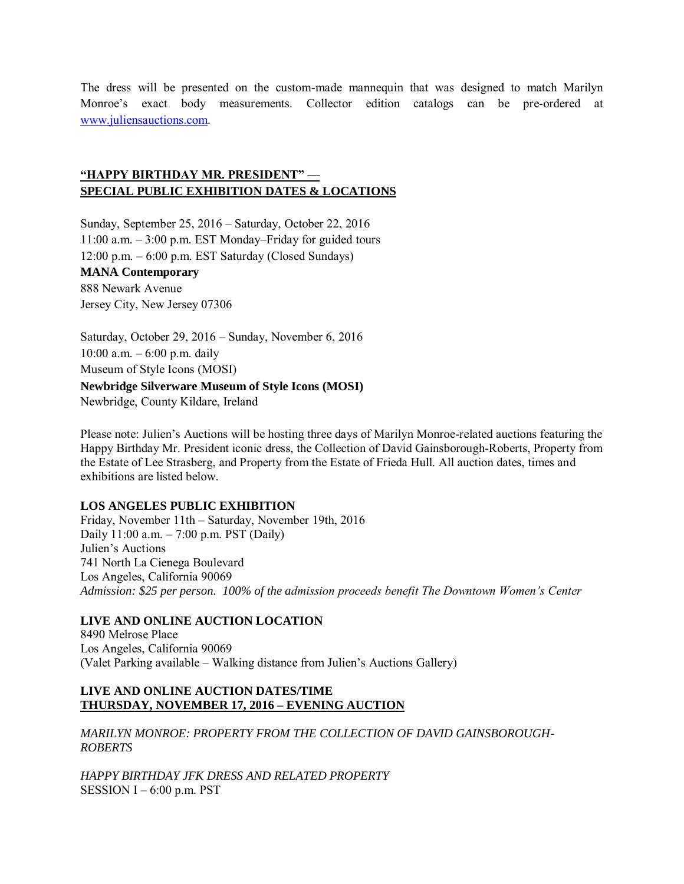The dress will be presented on the custom-made mannequin that was designed to match Marilyn Monroe's exact body measurements. Collector edition catalogs can be pre-ordered at [www.juliensauctions.com](http://www.juliensauctions.com).

## "HAPPY BIRTHDAY MR. PRESIDENT" — SPECIAL PUBLIC EXHIBITION DATES & LOCATIONS

Sunday, September 25, 2016 – Saturday, October 22, 2016
11:00 a.m. – 3:00 p.m. EST Monday–Friday for guided tours
12:00 p.m. – 6:00 p.m. EST Saturday (Closed Sundays)
**MANA Contemporary**
888 Newark Avenue
Jersey City, New Jersey 07306

Saturday, October 29, 2016 – Sunday, November 6, 2016
10:00 a.m. – 6:00 p.m. daily
Museum of Style Icons (MOSI)
**Newbridge Silverware Museum of Style Icons (MOSI)**
Newbridge, County Kildare, Ireland

Please note: Julien's Auctions will be hosting three days of Marilyn Monroe-related auctions featuring the Happy Birthday Mr. President iconic dress, the Collection of David Gainsborough-Roberts, Property from the Estate of Lee Strasberg, and Property from the Estate of Frieda Hull. All auction dates, times and exhibitions are listed below.

**LOS ANGELES PUBLIC EXHIBITION**
Friday, November 11th – Saturday, November 19th, 2016
Daily 11:00 a.m. – 7:00 p.m. PST (Daily)
Julien's Auctions
741 North La Cienega Boulevard
Los Angeles, California 90069
*Admission: $25 per person. 100% of the admission proceeds benefit The Downtown Women's Center*

**LIVE AND ONLINE AUCTION LOCATION**
8490 Melrose Place
Los Angeles, California 90069
(Valet Parking available – Walking distance from Julien's Auctions Gallery)

**LIVE AND ONLINE AUCTION DATES/TIME**
**THURSDAY, NOVEMBER 17, 2016 – EVENING AUCTION**

*MARILYN MONROE: PROPERTY FROM THE COLLECTION OF DAVID GAINSBOROUGH-ROBERTS*

*HAPPY BIRTHDAY JFK DRESS AND RELATED PROPERTY*
SESSION I – 6:00 p.m. PST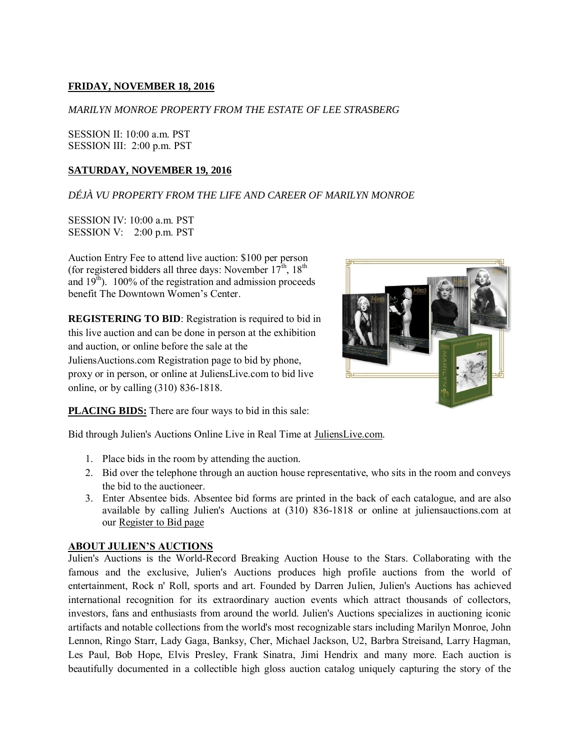**FRIDAY, NOVEMBER 18, 2016**

*MARILYN MONROE PROPERTY FROM THE ESTATE OF LEE STRASBERG*

SESSION II: 10:00 a.m. PST
SESSION III: 2:00 p.m. PST

**SATURDAY, NOVEMBER 19, 2016**

*DÉJÀ VU PROPERTY FROM THE LIFE AND CAREER OF MARILYN MONROE*

SESSION IV: 10:00 a.m. PST
SESSION V: 2:00 p.m. PST

Auction Entry Fee to attend live auction: $100 per person (for registered bidders all three days: November 17th, 18th and 19th). 100% of the registration and admission proceeds benefit The Downtown Women's Center.

**REGISTERING TO BID**: Registration is required to bid in this live auction and can be done in person at the exhibition and auction, or online before the sale at the JuliensAuctions.com Registration page to bid by phone, proxy or in person, or online at JuliensLive.com to bid live online, or by calling (310) 836-1818.

**PLACING BIDS:** There are four ways to bid in this sale:

Bid through Julien's Auctions Online Live in Real Time at JuliensLive.com.

1. Place bids in the room by attending the auction.
2. Bid over the telephone through an auction house representative, who sits in the room and conveys the bid to the auctioneer.
3. Enter Absentee bids. Absentee bid forms are printed in the back of each catalogue, and are also available by calling Julien's Auctions at (310) 836-1818 or online at juliensauctions.com at our Register to Bid page

**ABOUT JULIEN'S AUCTIONS**

Julien's Auctions is the World-Record Breaking Auction House to the Stars. Collaborating with the famous and the exclusive, Julien's Auctions produces high profile auctions from the world of entertainment, Rock n' Roll, sports and art. Founded by Darren Julien, Julien's Auctions has achieved international recognition for its extraordinary auction events which attract thousands of collectors, investors, fans and enthusiasts from around the world. Julien's Auctions specializes in auctioning iconic artifacts and notable collections from the world's most recognizable stars including Marilyn Monroe, John Lennon, Ringo Starr, Lady Gaga, Banksy, Cher, Michael Jackson, U2, Barbra Streisand, Larry Hagman, Les Paul, Bob Hope, Elvis Presley, Frank Sinatra, Jimi Hendrix and many more. Each auction is beautifully documented in a collectible high gloss auction catalog uniquely capturing the story of the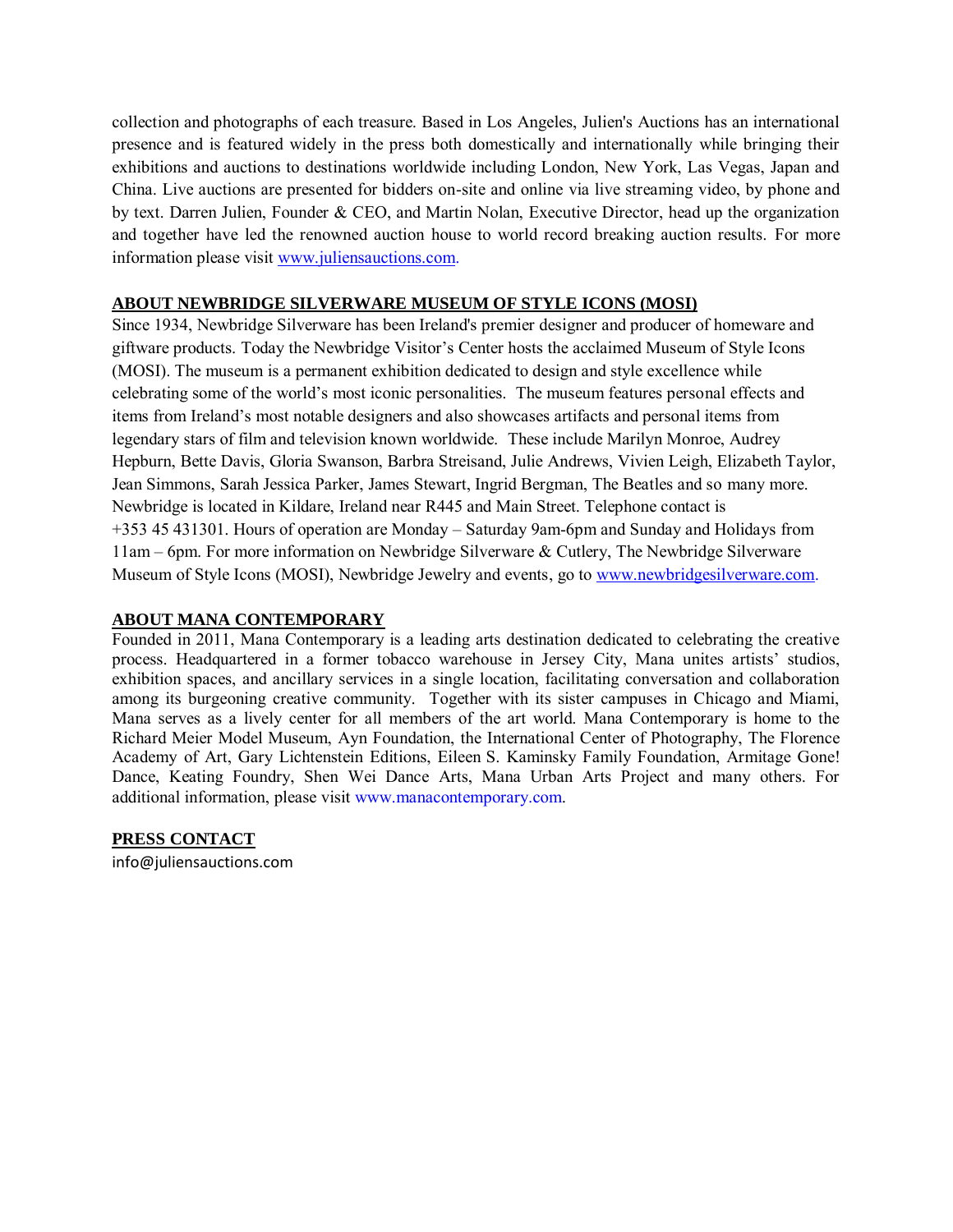collection and photographs of each treasure. Based in Los Angeles, Julien's Auctions has an international presence and is featured widely in the press both domestically and internationally while bringing their exhibitions and auctions to destinations worldwide including London, New York, Las Vegas, Japan and China. Live auctions are presented for bidders on-site and online via live streaming video, by phone and by text. Darren Julien, Founder & CEO, and Martin Nolan, Executive Director, head up the organization and together have led the renowned auction house to world record breaking auction results. For more information please visit www.juliensauctions.com.

## ABOUT NEWBRIDGE SILVERWARE MUSEUM OF STYLE ICONS (MOSI)

Since 1934, Newbridge Silverware has been Ireland's premier designer and producer of homeware and giftware products. Today the Newbridge Visitor's Center hosts the acclaimed Museum of Style Icons (MOSI). The museum is a permanent exhibition dedicated to design and style excellence while celebrating some of the world's most iconic personalities. The museum features personal effects and items from Ireland's most notable designers and also showcases artifacts and personal items from legendary stars of film and television known worldwide. These include Marilyn Monroe, Audrey Hepburn, Bette Davis, Gloria Swanson, Barbra Streisand, Julie Andrews, Vivien Leigh, Elizabeth Taylor, Jean Simmons, Sarah Jessica Parker, James Stewart, Ingrid Bergman, The Beatles and so many more. Newbridge is located in Kildare, Ireland near R445 and Main Street. Telephone contact is +353 45 431301. Hours of operation are Monday – Saturday 9am-6pm and Sunday and Holidays from 11am – 6pm. For more information on Newbridge Silverware & Cutlery, The Newbridge Silverware Museum of Style Icons (MOSI), Newbridge Jewelry and events, go to www.newbridgesilverware.com.

## ABOUT MANA CONTEMPORARY

Founded in 2011, Mana Contemporary is a leading arts destination dedicated to celebrating the creative process. Headquartered in a former tobacco warehouse in Jersey City, Mana unites artists' studios, exhibition spaces, and ancillary services in a single location, facilitating conversation and collaboration among its burgeoning creative community. Together with its sister campuses in Chicago and Miami, Mana serves as a lively center for all members of the art world. Mana Contemporary is home to the Richard Meier Model Museum, Ayn Foundation, the International Center of Photography, The Florence Academy of Art, Gary Lichtenstein Editions, Eileen S. Kaminsky Family Foundation, Armitage Gone! Dance, Keating Foundry, Shen Wei Dance Arts, Mana Urban Arts Project and many others. For additional information, please visit www.manacontemporary.com.

## PRESS CONTACT

info@juliensauctions.com